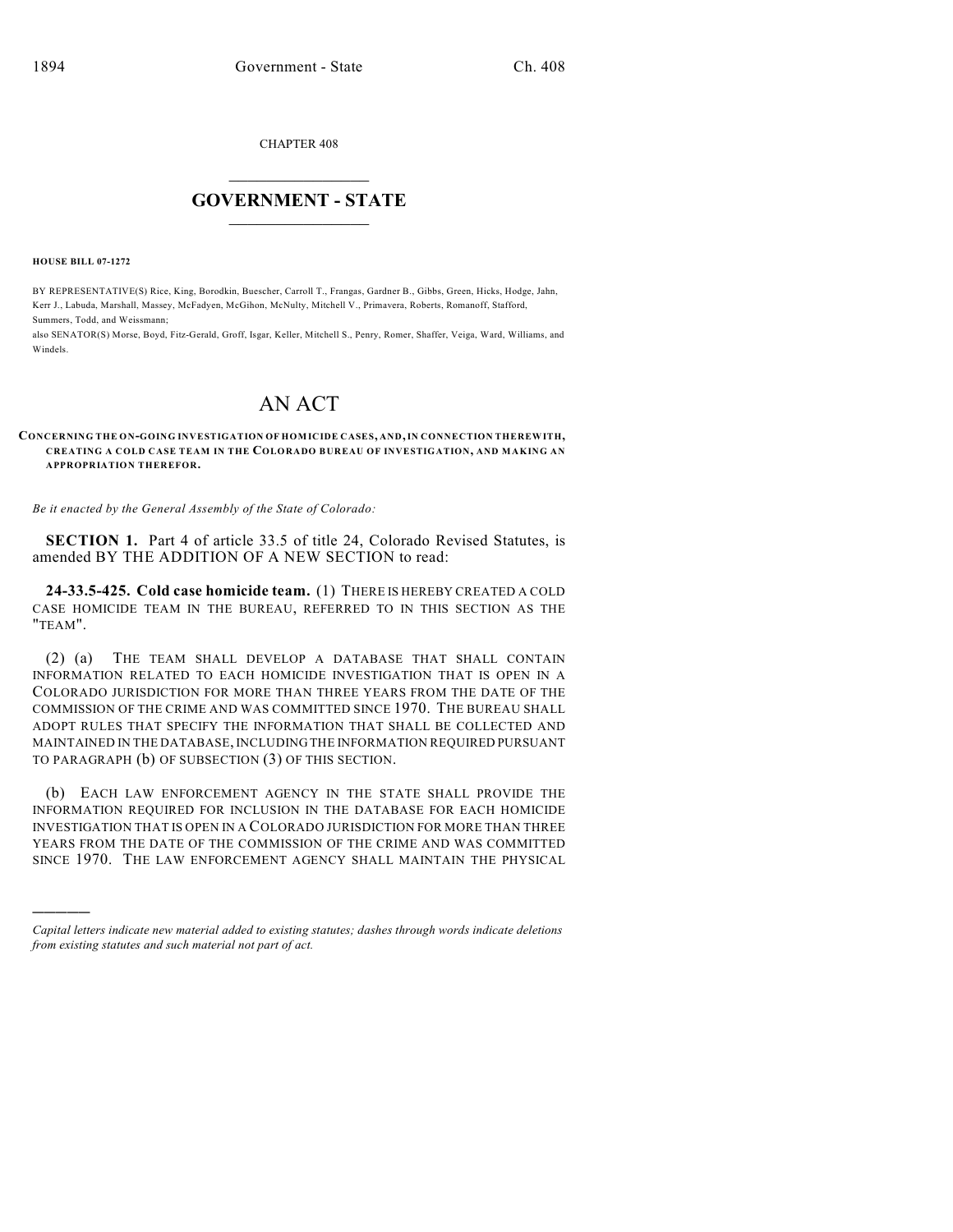CHAPTER 408

# GOVERNMENT - STATE

**HOUSE BILL 07-1272**

BY REPRESENTATIVE(S) Rice, King, Borodkin, Buescher, Carroll T., Frangas, Gardner B., Gibbs, Green, Hicks, Hodge, Jahn, Kerr J., Labuda, Marshall, Massey, McFadyen, McGihon, McNulty, Mitchell V., Primavera, Roberts, Romanoff, Stafford, Summers, Todd, and Weissmann;
also SENATOR(S) Morse, Boyd, Fitz-Gerald, Groff, Isgar, Keller, Mitchell S., Penry, Romer, Shaffer, Veiga, Ward, Williams, and Windels.

# AN ACT

**CONCERNING THE ON-GOING INVESTIGATION OF HOMICIDE CASES, AND, IN CONNECTION THEREWITH, CREATING A COLD CASE TEAM IN THE COLORADO BUREAU OF INVESTIGATION, AND MAKING AN APPROPRIATION THEREFOR.**

*Be it enacted by the General Assembly of the State of Colorado:*

**SECTION 1.** Part 4 of article 33.5 of title 24, Colorado Revised Statutes, is amended BY THE ADDITION OF A NEW SECTION to read:

**24-33.5-425. Cold case homicide team.** (1) THERE IS HEREBY CREATED A COLD CASE HOMICIDE TEAM IN THE BUREAU, REFERRED TO IN THIS SECTION AS THE "TEAM".

(2) (a) THE TEAM SHALL DEVELOP A DATABASE THAT SHALL CONTAIN INFORMATION RELATED TO EACH HOMICIDE INVESTIGATION THAT IS OPEN IN A COLORADO JURISDICTION FOR MORE THAN THREE YEARS FROM THE DATE OF THE COMMISSION OF THE CRIME AND WAS COMMITTED SINCE 1970. THE BUREAU SHALL ADOPT RULES THAT SPECIFY THE INFORMATION THAT SHALL BE COLLECTED AND MAINTAINED IN THE DATABASE, INCLUDING THE INFORMATION REQUIRED PURSUANT TO PARAGRAPH (b) OF SUBSECTION (3) OF THIS SECTION.

(b) EACH LAW ENFORCEMENT AGENCY IN THE STATE SHALL PROVIDE THE INFORMATION REQUIRED FOR INCLUSION IN THE DATABASE FOR EACH HOMICIDE INVESTIGATION THAT IS OPEN IN A COLORADO JURISDICTION FOR MORE THAN THREE YEARS FROM THE DATE OF THE COMMISSION OF THE CRIME AND WAS COMMITTED SINCE 1970. THE LAW ENFORCEMENT AGENCY SHALL MAINTAIN THE PHYSICAL

---

*Capital letters indicate new material added to existing statutes; dashes through words indicate deletions from existing statutes and such material not part of act.*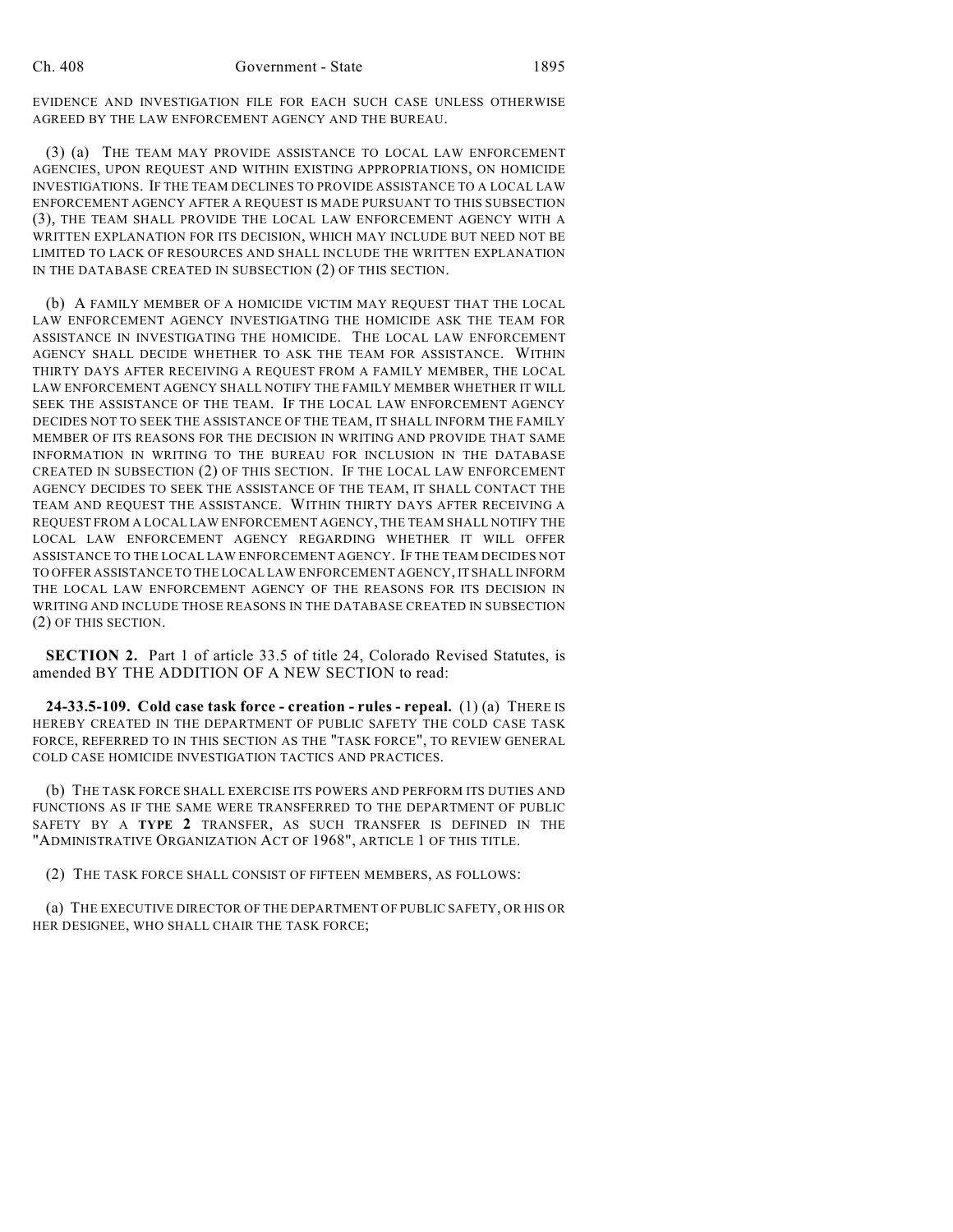EVIDENCE AND INVESTIGATION FILE FOR EACH SUCH CASE UNLESS OTHERWISE AGREED BY THE LAW ENFORCEMENT AGENCY AND THE BUREAU.

(3) (a) THE TEAM MAY PROVIDE ASSISTANCE TO LOCAL LAW ENFORCEMENT AGENCIES, UPON REQUEST AND WITHIN EXISTING APPROPRIATIONS, ON HOMICIDE INVESTIGATIONS. IF THE TEAM DECLINES TO PROVIDE ASSISTANCE TO A LOCAL LAW ENFORCEMENT AGENCY AFTER A REQUEST IS MADE PURSUANT TO THIS SUBSECTION (3), THE TEAM SHALL PROVIDE THE LOCAL LAW ENFORCEMENT AGENCY WITH A WRITTEN EXPLANATION FOR ITS DECISION, WHICH MAY INCLUDE BUT NEED NOT BE LIMITED TO LACK OF RESOURCES AND SHALL INCLUDE THE WRITTEN EXPLANATION IN THE DATABASE CREATED IN SUBSECTION (2) OF THIS SECTION.

(b) A FAMILY MEMBER OF A HOMICIDE VICTIM MAY REQUEST THAT THE LOCAL LAW ENFORCEMENT AGENCY INVESTIGATING THE HOMICIDE ASK THE TEAM FOR ASSISTANCE IN INVESTIGATING THE HOMICIDE. THE LOCAL LAW ENFORCEMENT AGENCY SHALL DECIDE WHETHER TO ASK THE TEAM FOR ASSISTANCE. WITHIN THIRTY DAYS AFTER RECEIVING A REQUEST FROM A FAMILY MEMBER, THE LOCAL LAW ENFORCEMENT AGENCY SHALL NOTIFY THE FAMILY MEMBER WHETHER IT WILL SEEK THE ASSISTANCE OF THE TEAM. IF THE LOCAL LAW ENFORCEMENT AGENCY DECIDES NOT TO SEEK THE ASSISTANCE OF THE TEAM, IT SHALL INFORM THE FAMILY MEMBER OF ITS REASONS FOR THE DECISION IN WRITING AND PROVIDE THAT SAME INFORMATION IN WRITING TO THE BUREAU FOR INCLUSION IN THE DATABASE CREATED IN SUBSECTION (2) OF THIS SECTION. IF THE LOCAL LAW ENFORCEMENT AGENCY DECIDES TO SEEK THE ASSISTANCE OF THE TEAM, IT SHALL CONTACT THE TEAM AND REQUEST THE ASSISTANCE. WITHIN THIRTY DAYS AFTER RECEIVING A REQUEST FROM A LOCAL LAW ENFORCEMENT AGENCY, THE TEAM SHALL NOTIFY THE LOCAL LAW ENFORCEMENT AGENCY REGARDING WHETHER IT WILL OFFER ASSISTANCE TO THE LOCAL LAW ENFORCEMENT AGENCY. IF THE TEAM DECIDES NOT TO OFFER ASSISTANCE TO THE LOCAL LAW ENFORCEMENT AGENCY, IT SHALL INFORM THE LOCAL LAW ENFORCEMENT AGENCY OF THE REASONS FOR ITS DECISION IN WRITING AND INCLUDE THOSE REASONS IN THE DATABASE CREATED IN SUBSECTION (2) OF THIS SECTION.

**SECTION 2.** Part 1 of article 33.5 of title 24, Colorado Revised Statutes, is amended BY THE ADDITION OF A NEW SECTION to read:

**24-33.5-109. Cold case task force - creation - rules - repeal.** (1) (a) THERE IS HEREBY CREATED IN THE DEPARTMENT OF PUBLIC SAFETY THE COLD CASE TASK FORCE, REFERRED TO IN THIS SECTION AS THE "TASK FORCE", TO REVIEW GENERAL COLD CASE HOMICIDE INVESTIGATION TACTICS AND PRACTICES.

(b) THE TASK FORCE SHALL EXERCISE ITS POWERS AND PERFORM ITS DUTIES AND FUNCTIONS AS IF THE SAME WERE TRANSFERRED TO THE DEPARTMENT OF PUBLIC SAFETY BY A **TYPE 2** TRANSFER, AS SUCH TRANSFER IS DEFINED IN THE "ADMINISTRATIVE ORGANIZATION ACT OF 1968", ARTICLE 1 OF THIS TITLE.

(2) THE TASK FORCE SHALL CONSIST OF FIFTEEN MEMBERS, AS FOLLOWS:

(a) THE EXECUTIVE DIRECTOR OF THE DEPARTMENT OF PUBLIC SAFETY, OR HIS OR HER DESIGNEE, WHO SHALL CHAIR THE TASK FORCE;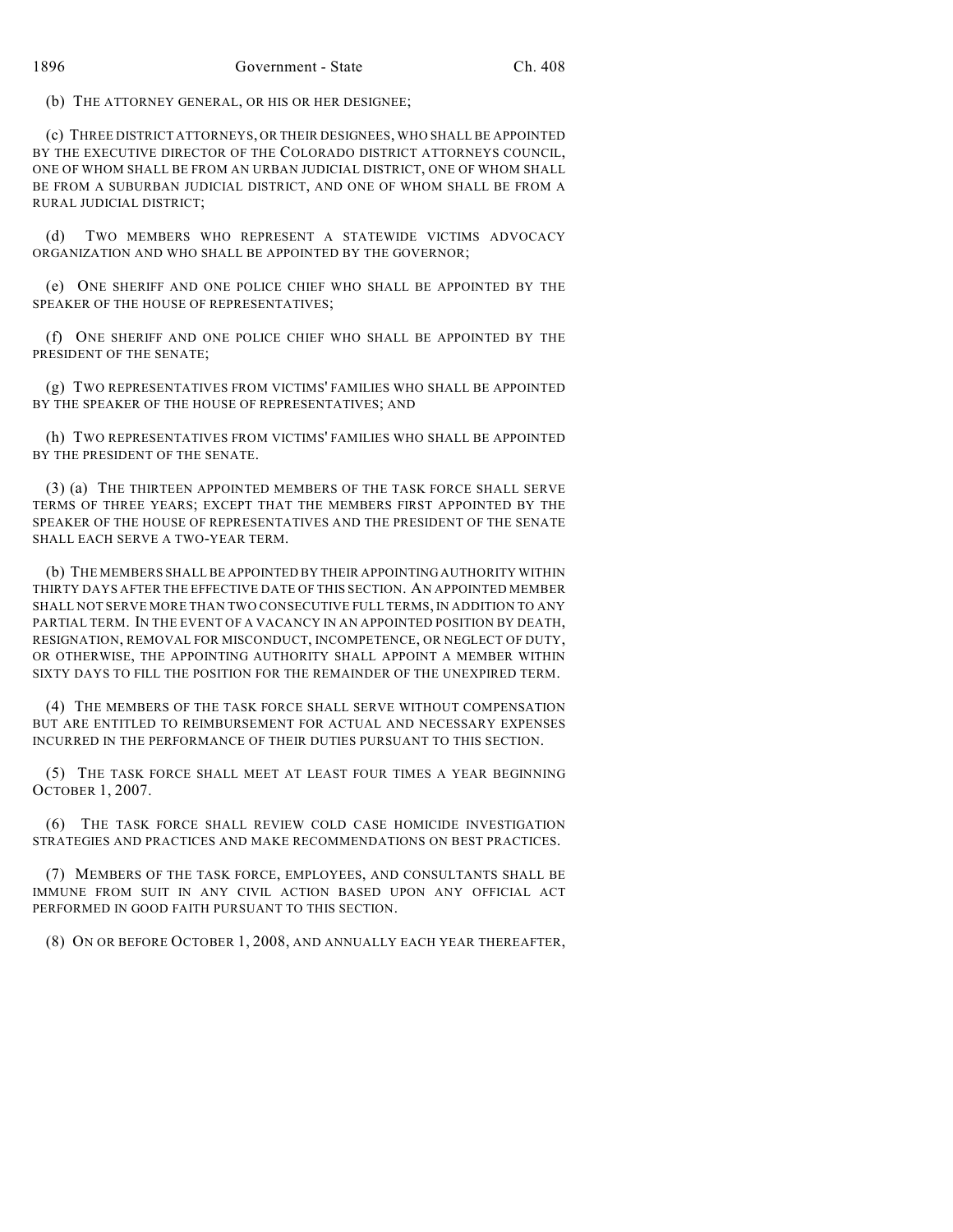(b) THE ATTORNEY GENERAL, OR HIS OR HER DESIGNEE;

(c) THREE DISTRICT ATTORNEYS, OR THEIR DESIGNEES, WHO SHALL BE APPOINTED BY THE EXECUTIVE DIRECTOR OF THE COLORADO DISTRICT ATTORNEYS COUNCIL, ONE OF WHOM SHALL BE FROM AN URBAN JUDICIAL DISTRICT, ONE OF WHOM SHALL BE FROM A SUBURBAN JUDICIAL DISTRICT, AND ONE OF WHOM SHALL BE FROM A RURAL JUDICIAL DISTRICT;

(d) TWO MEMBERS WHO REPRESENT A STATEWIDE VICTIMS ADVOCACY ORGANIZATION AND WHO SHALL BE APPOINTED BY THE GOVERNOR;

(e) ONE SHERIFF AND ONE POLICE CHIEF WHO SHALL BE APPOINTED BY THE SPEAKER OF THE HOUSE OF REPRESENTATIVES;

(f) ONE SHERIFF AND ONE POLICE CHIEF WHO SHALL BE APPOINTED BY THE PRESIDENT OF THE SENATE;

(g) TWO REPRESENTATIVES FROM VICTIMS' FAMILIES WHO SHALL BE APPOINTED BY THE SPEAKER OF THE HOUSE OF REPRESENTATIVES; AND

(h) TWO REPRESENTATIVES FROM VICTIMS' FAMILIES WHO SHALL BE APPOINTED BY THE PRESIDENT OF THE SENATE.

(3) (a) THE THIRTEEN APPOINTED MEMBERS OF THE TASK FORCE SHALL SERVE TERMS OF THREE YEARS; EXCEPT THAT THE MEMBERS FIRST APPOINTED BY THE SPEAKER OF THE HOUSE OF REPRESENTATIVES AND THE PRESIDENT OF THE SENATE SHALL EACH SERVE A TWO-YEAR TERM.

(b) THE MEMBERS SHALL BE APPOINTED BY THEIR APPOINTING AUTHORITY WITHIN THIRTY DAYS AFTER THE EFFECTIVE DATE OF THIS SECTION. AN APPOINTED MEMBER SHALL NOT SERVE MORE THAN TWO CONSECUTIVE FULL TERMS, IN ADDITION TO ANY PARTIAL TERM. IN THE EVENT OF A VACANCY IN AN APPOINTED POSITION BY DEATH, RESIGNATION, REMOVAL FOR MISCONDUCT, INCOMPETENCE, OR NEGLECT OF DUTY, OR OTHERWISE, THE APPOINTING AUTHORITY SHALL APPOINT A MEMBER WITHIN SIXTY DAYS TO FILL THE POSITION FOR THE REMAINDER OF THE UNEXPIRED TERM.

(4) THE MEMBERS OF THE TASK FORCE SHALL SERVE WITHOUT COMPENSATION BUT ARE ENTITLED TO REIMBURSEMENT FOR ACTUAL AND NECESSARY EXPENSES INCURRED IN THE PERFORMANCE OF THEIR DUTIES PURSUANT TO THIS SECTION.

(5) THE TASK FORCE SHALL MEET AT LEAST FOUR TIMES A YEAR BEGINNING OCTOBER 1, 2007.

(6) THE TASK FORCE SHALL REVIEW COLD CASE HOMICIDE INVESTIGATION STRATEGIES AND PRACTICES AND MAKE RECOMMENDATIONS ON BEST PRACTICES.

(7) MEMBERS OF THE TASK FORCE, EMPLOYEES, AND CONSULTANTS SHALL BE IMMUNE FROM SUIT IN ANY CIVIL ACTION BASED UPON ANY OFFICIAL ACT PERFORMED IN GOOD FAITH PURSUANT TO THIS SECTION.

(8) ON OR BEFORE OCTOBER 1, 2008, AND ANNUALLY EACH YEAR THEREAFTER,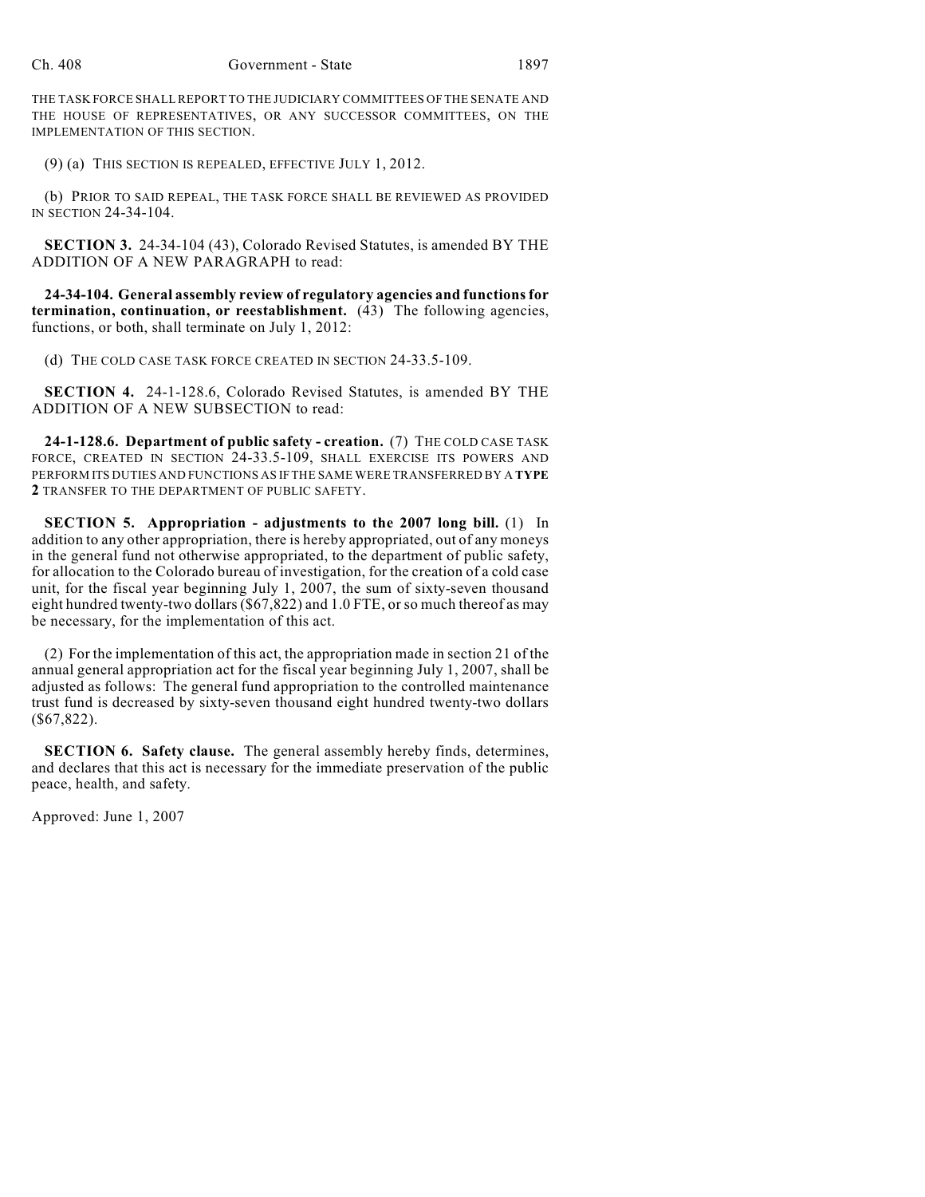THE TASK FORCE SHALL REPORT TO THE JUDICIARY COMMITTEES OF THE SENATE AND THE HOUSE OF REPRESENTATIVES, OR ANY SUCCESSOR COMMITTEES, ON THE IMPLEMENTATION OF THIS SECTION.

(9) (a) THIS SECTION IS REPEALED, EFFECTIVE JULY 1, 2012.

(b) PRIOR TO SAID REPEAL, THE TASK FORCE SHALL BE REVIEWED AS PROVIDED IN SECTION 24-34-104.

**SECTION 3.** 24-34-104 (43), Colorado Revised Statutes, is amended BY THE ADDITION OF A NEW PARAGRAPH to read:

**24-34-104. General assembly review of regulatory agencies and functions for termination, continuation, or reestablishment.** (43) The following agencies, functions, or both, shall terminate on July 1, 2012:

(d) THE COLD CASE TASK FORCE CREATED IN SECTION 24-33.5-109.

**SECTION 4.** 24-1-128.6, Colorado Revised Statutes, is amended BY THE ADDITION OF A NEW SUBSECTION to read:

**24-1-128.6. Department of public safety - creation.** (7) THE COLD CASE TASK FORCE, CREATED IN SECTION 24-33.5-109, SHALL EXERCISE ITS POWERS AND PERFORM ITS DUTIES AND FUNCTIONS AS IF THE SAME WERE TRANSFERRED BY A **TYPE 2** TRANSFER TO THE DEPARTMENT OF PUBLIC SAFETY.

**SECTION 5. Appropriation - adjustments to the 2007 long bill.** (1) In addition to any other appropriation, there is hereby appropriated, out of any moneys in the general fund not otherwise appropriated, to the department of public safety, for allocation to the Colorado bureau of investigation, for the creation of a cold case unit, for the fiscal year beginning July 1, 2007, the sum of sixty-seven thousand eight hundred twenty-two dollars ($67,822) and 1.0 FTE, or so much thereof as may be necessary, for the implementation of this act.

(2) For the implementation of this act, the appropriation made in section 21 of the annual general appropriation act for the fiscal year beginning July 1, 2007, shall be adjusted as follows: The general fund appropriation to the controlled maintenance trust fund is decreased by sixty-seven thousand eight hundred twenty-two dollars ($67,822).

**SECTION 6. Safety clause.** The general assembly hereby finds, determines, and declares that this act is necessary for the immediate preservation of the public peace, health, and safety.

Approved: June 1, 2007